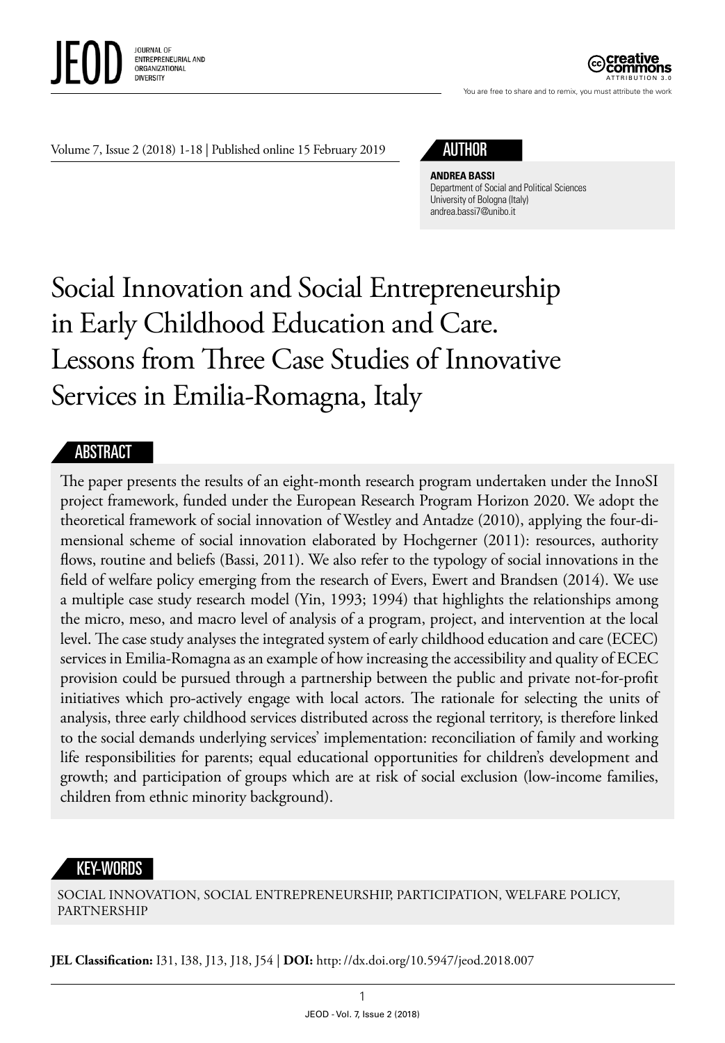## AUTHOR

**ANDREA BASSI**
Department of Social and Political Sciences
University of Bologna (Italy)
andrea.bassi7@unibo.it

# Social Innovation and Social Entrepreneurship in Early Childhood Education and Care. Lessons from Three Case Studies of Innovative Services in Emilia-Romagna, Italy

## ABSTRACT

The paper presents the results of an eight-month research program undertaken under the InnoSI project framework, funded under the European Research Program Horizon 2020. We adopt the theoretical framework of social innovation of Westley and Antadze (2010), applying the four-dimensional scheme of social innovation elaborated by Hochgerner (2011): resources, authority flows, routine and beliefs (Bassi, 2011). We also refer to the typology of social innovations in the field of welfare policy emerging from the research of Evers, Ewert and Brandsen (2014). We use a multiple case study research model (Yin, 1993; 1994) that highlights the relationships among the micro, meso, and macro level of analysis of a program, project, and intervention at the local level. The case study analyses the integrated system of early childhood education and care (ECEC) services in Emilia-Romagna as an example of how increasing the accessibility and quality of ECEC provision could be pursued through a partnership between the public and private not-for-profit initiatives which pro-actively engage with local actors. The rationale for selecting the units of analysis, three early childhood services distributed across the regional territory, is therefore linked to the social demands underlying services' implementation: reconciliation of family and working life responsibilities for parents; equal educational opportunities for children's development and growth; and participation of groups which are at risk of social exclusion (low-income families, children from ethnic minority background).

## KEY-WORDS

SOCIAL INNOVATION, SOCIAL ENTREPRENEURSHIP, PARTICIPATION, WELFARE POLICY, PARTNERSHIP

**JEL Classification:** I31, I38, J13, J18, J54 | **DOI:** http: //dx.doi.org/10.5947/jeod.2018.007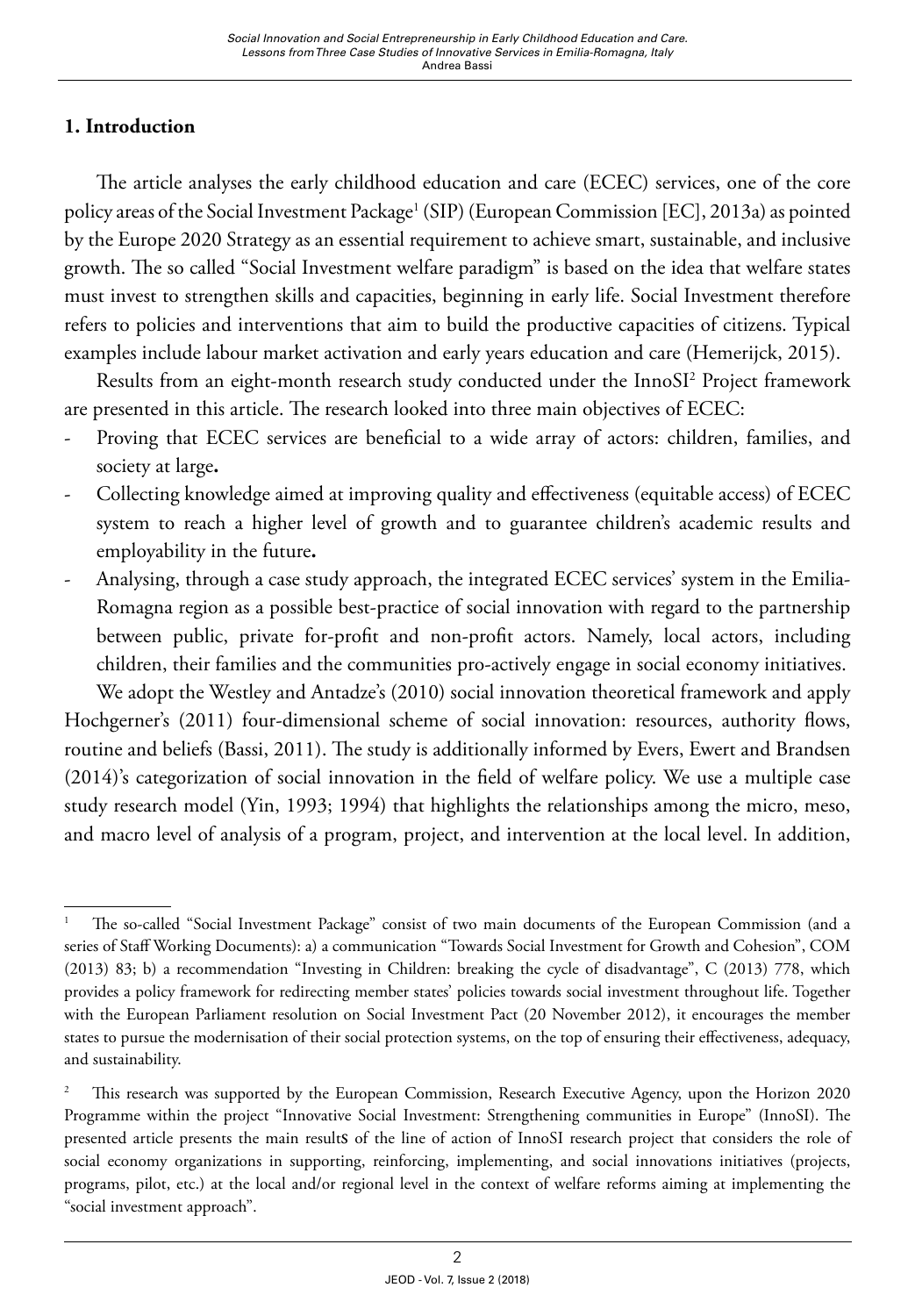## 1. Introduction

The article analyses the early childhood education and care (ECEC) services, one of the core policy areas of the Social Investment Package[1] (SIP) (European Commission [EC], 2013a) as pointed by the Europe 2020 Strategy as an essential requirement to achieve smart, sustainable, and inclusive growth. The so called "Social Investment welfare paradigm" is based on the idea that welfare states must invest to strengthen skills and capacities, beginning in early life. Social Investment therefore refers to policies and interventions that aim to build the productive capacities of citizens. Typical examples include labour market activation and early years education and care (Hemerijck, 2015).

Results from an eight-month research study conducted under the InnoSI[2] Project framework are presented in this article. The research looked into three main objectives of ECEC:

- Proving that ECEC services are beneficial to a wide array of actors: children, families, and society at large**.**
- Collecting knowledge aimed at improving quality and effectiveness (equitable access) of ECEC system to reach a higher level of growth and to guarantee children's academic results and employability in the future**.**
- Analysing, through a case study approach, the integrated ECEC services' system in the Emilia-Romagna region as a possible best-practice of social innovation with regard to the partnership between public, private for-profit and non-profit actors. Namely, local actors, including children, their families and the communities pro-actively engage in social economy initiatives.

We adopt the Westley and Antadze's (2010) social innovation theoretical framework and apply Hochgerner's (2011) four-dimensional scheme of social innovation: resources, authority flows, routine and beliefs (Bassi, 2011). The study is additionally informed by Evers, Ewert and Brandsen (2014)'s categorization of social innovation in the field of welfare policy. We use a multiple case study research model (Yin, 1993; 1994) that highlights the relationships among the micro, meso, and macro level of analysis of a program, project, and intervention at the local level. In addition,

---

[1] The so-called "Social Investment Package" consist of two main documents of the European Commission (and a series of Staff Working Documents): a) a communication "Towards Social Investment for Growth and Cohesion", COM (2013) 83; b) a recommendation "Investing in Children: breaking the cycle of disadvantage", C (2013) 778, which provides a policy framework for redirecting member states' policies towards social investment throughout life. Together with the European Parliament resolution on Social Investment Pact (20 November 2012), it encourages the member states to pursue the modernisation of their social protection systems, on the top of ensuring their effectiveness, adequacy, and sustainability.

[2] This research was supported by the European Commission, Research Executive Agency, upon the Horizon 2020 Programme within the project "Innovative Social Investment: Strengthening communities in Europe" (InnoSI). The presented article presents the main results of the line of action of InnoSI research project that considers the role of social economy organizations in supporting, reinforcing, implementing, and social innovations initiatives (projects, programs, pilot, etc.) at the local and/or regional level in the context of welfare reforms aiming at implementing the "social investment approach".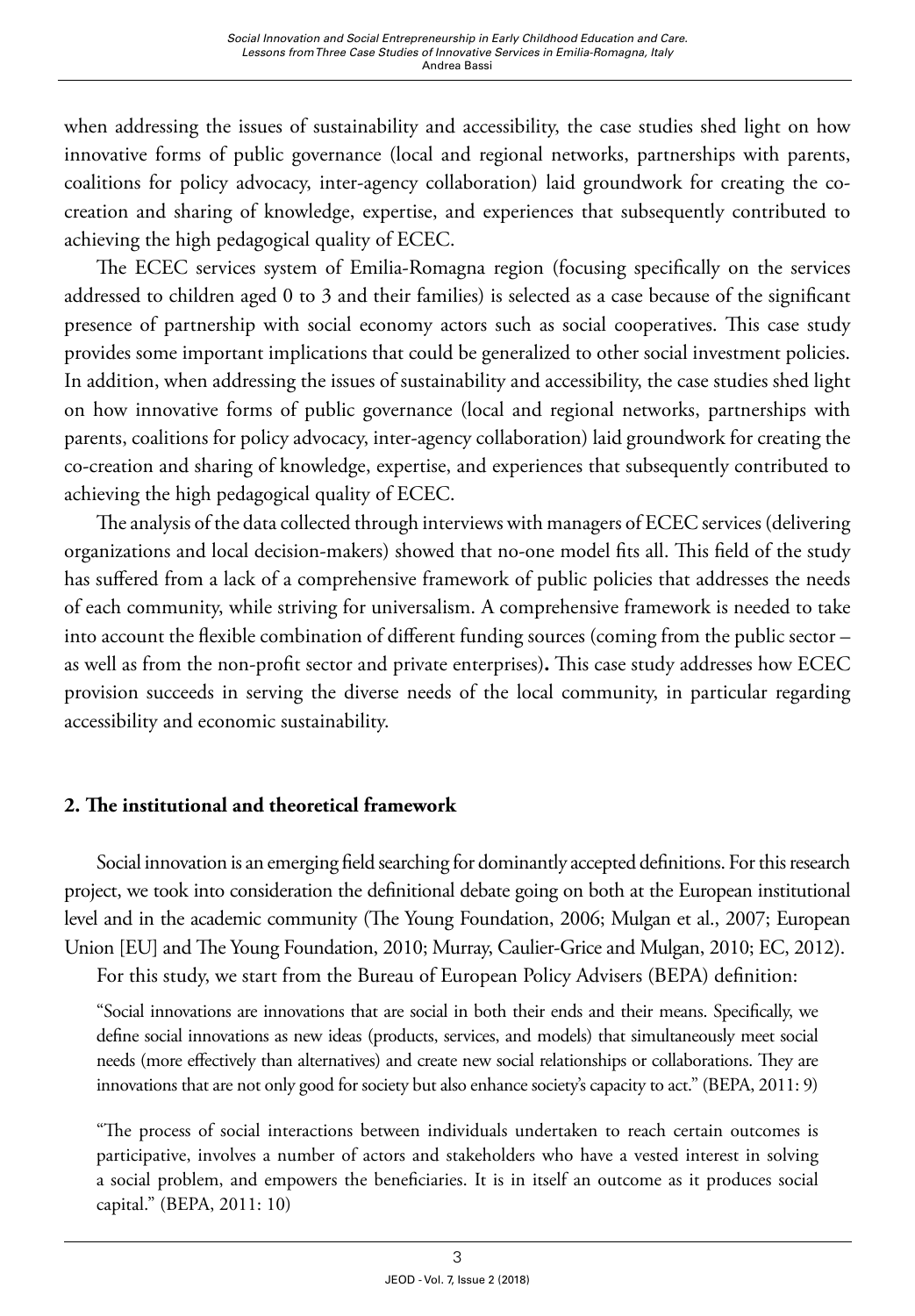when addressing the issues of sustainability and accessibility, the case studies shed light on how innovative forms of public governance (local and regional networks, partnerships with parents, coalitions for policy advocacy, inter-agency collaboration) laid groundwork for creating the co-creation and sharing of knowledge, expertise, and experiences that subsequently contributed to achieving the high pedagogical quality of ECEC.

The ECEC services system of Emilia-Romagna region (focusing specifically on the services addressed to children aged 0 to 3 and their families) is selected as a case because of the significant presence of partnership with social economy actors such as social cooperatives. This case study provides some important implications that could be generalized to other social investment policies. In addition, when addressing the issues of sustainability and accessibility, the case studies shed light on how innovative forms of public governance (local and regional networks, partnerships with parents, coalitions for policy advocacy, inter-agency collaboration) laid groundwork for creating the co-creation and sharing of knowledge, expertise, and experiences that subsequently contributed to achieving the high pedagogical quality of ECEC.

The analysis of the data collected through interviews with managers of ECEC services (delivering organizations and local decision-makers) showed that no-one model fits all. This field of the study has suffered from a lack of a comprehensive framework of public policies that addresses the needs of each community, while striving for universalism. A comprehensive framework is needed to take into account the flexible combination of different funding sources (coming from the public sector – as well as from the non-profit sector and private enterprises)**.** This case study addresses how ECEC provision succeeds in serving the diverse needs of the local community, in particular regarding accessibility and economic sustainability.

## 2. The institutional and theoretical framework

Social innovation is an emerging field searching for dominantly accepted definitions. For this research project, we took into consideration the definitional debate going on both at the European institutional level and in the academic community (The Young Foundation, 2006; Mulgan et al., 2007; European Union [EU] and The Young Foundation, 2010; Murray, Caulier-Grice and Mulgan, 2010; EC, 2012).

For this study, we start from the Bureau of European Policy Advisers (BEPA) definition:

> "Social innovations are innovations that are social in both their ends and their means. Specifically, we define social innovations as new ideas (products, services, and models) that simultaneously meet social needs (more effectively than alternatives) and create new social relationships or collaborations. They are innovations that are not only good for society but also enhance society's capacity to act." (BEPA, 2011: 9)

> "The process of social interactions between individuals undertaken to reach certain outcomes is participative, involves a number of actors and stakeholders who have a vested interest in solving a social problem, and empowers the beneficiaries. It is in itself an outcome as it produces social capital." (BEPA, 2011: 10)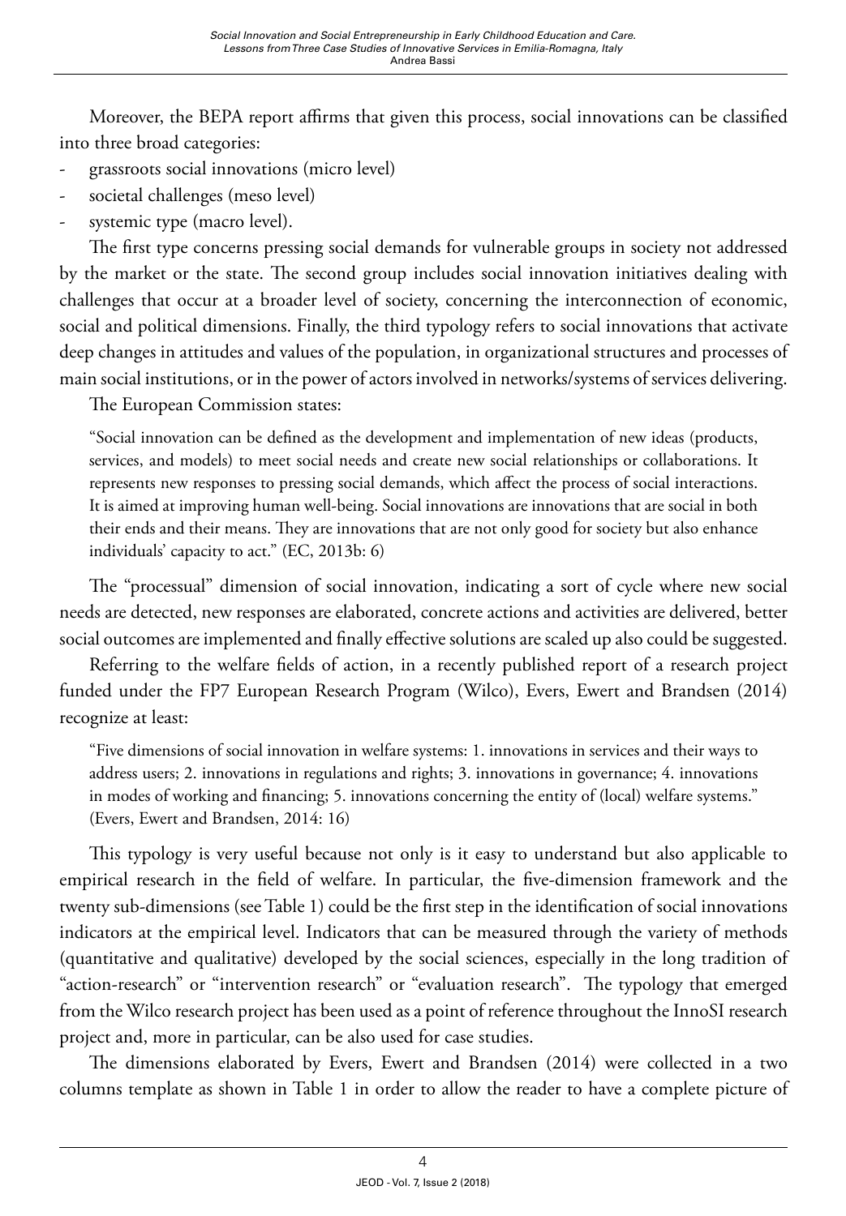Moreover, the BEPA report affirms that given this process, social innovations can be classified into three broad categories:

- grassroots social innovations (micro level)
- societal challenges (meso level)
- systemic type (macro level).

The first type concerns pressing social demands for vulnerable groups in society not addressed by the market or the state. The second group includes social innovation initiatives dealing with challenges that occur at a broader level of society, concerning the interconnection of economic, social and political dimensions. Finally, the third typology refers to social innovations that activate deep changes in attitudes and values of the population, in organizational structures and processes of main social institutions, or in the power of actors involved in networks/systems of services delivering.

The European Commission states:

> "Social innovation can be defined as the development and implementation of new ideas (products, services, and models) to meet social needs and create new social relationships or collaborations. It represents new responses to pressing social demands, which affect the process of social interactions. It is aimed at improving human well-being. Social innovations are innovations that are social in both their ends and their means. They are innovations that are not only good for society but also enhance individuals' capacity to act." (EC, 2013b: 6)

The "processual" dimension of social innovation, indicating a sort of cycle where new social needs are detected, new responses are elaborated, concrete actions and activities are delivered, better social outcomes are implemented and finally effective solutions are scaled up also could be suggested.

Referring to the welfare fields of action, in a recently published report of a research project funded under the FP7 European Research Program (Wilco), Evers, Ewert and Brandsen (2014) recognize at least:

> "Five dimensions of social innovation in welfare systems: 1. innovations in services and their ways to address users; 2. innovations in regulations and rights; 3. innovations in governance; 4. innovations in modes of working and financing; 5. innovations concerning the entity of (local) welfare systems." (Evers, Ewert and Brandsen, 2014: 16)

This typology is very useful because not only is it easy to understand but also applicable to empirical research in the field of welfare. In particular, the five-dimension framework and the twenty sub-dimensions (see Table 1) could be the first step in the identification of social innovations indicators at the empirical level. Indicators that can be measured through the variety of methods (quantitative and qualitative) developed by the social sciences, especially in the long tradition of "action-research" or "intervention research" or "evaluation research". The typology that emerged from the Wilco research project has been used as a point of reference throughout the InnoSI research project and, more in particular, can be also used for case studies.

The dimensions elaborated by Evers, Ewert and Brandsen (2014) were collected in a two columns template as shown in Table 1 in order to allow the reader to have a complete picture of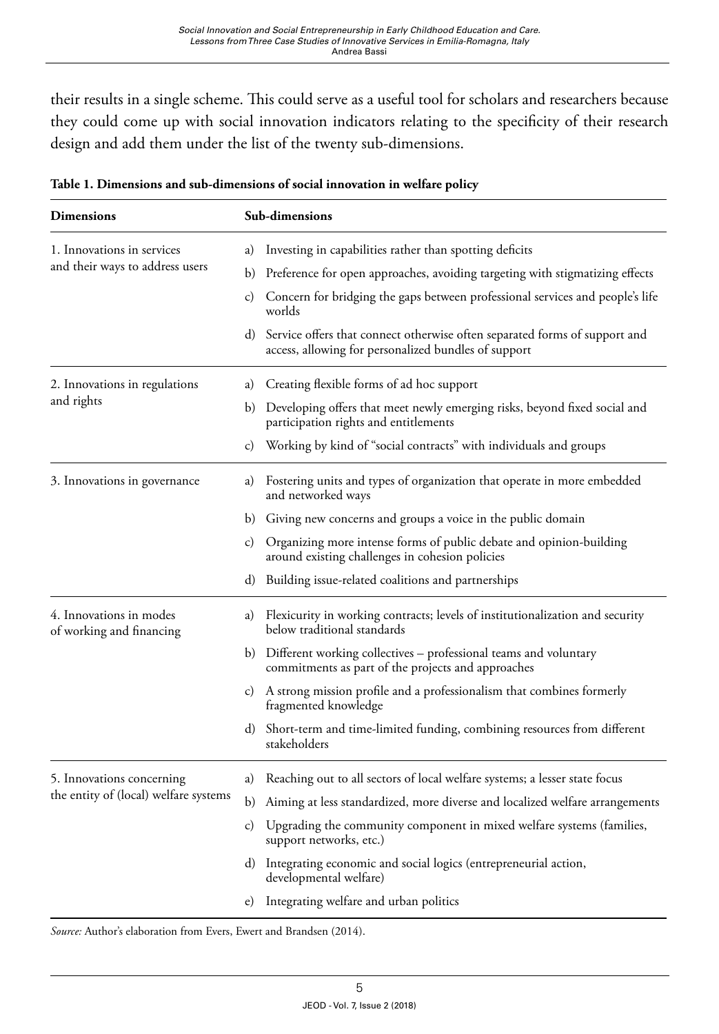their results in a single scheme. This could serve as a useful tool for scholars and researchers because they could come up with social innovation indicators relating to the specificity of their research design and add them under the list of the twenty sub-dimensions.

**Table 1. Dimensions and sub-dimensions of social innovation in welfare policy**

| Dimensions | Sub-dimensions |
|---|---|
| 1. Innovations in services and their ways to address users | a) Investing in capabilities rather than spotting deficits |
| | b) Preference for open approaches, avoiding targeting with stigmatizing effects |
| | c) Concern for bridging the gaps between professional services and people's life worlds |
| | d) Service offers that connect otherwise often separated forms of support and access, allowing for personalized bundles of support |
| 2. Innovations in regulations and rights | a) Creating flexible forms of ad hoc support |
| | b) Developing offers that meet newly emerging risks, beyond fixed social and participation rights and entitlements |
| | c) Working by kind of "social contracts" with individuals and groups |
| 3. Innovations in governance | a) Fostering units and types of organization that operate in more embedded and networked ways |
| | b) Giving new concerns and groups a voice in the public domain |
| | c) Organizing more intense forms of public debate and opinion-building around existing challenges in cohesion policies |
| | d) Building issue-related coalitions and partnerships |
| 4. Innovations in modes of working and financing | a) Flexicurity in working contracts; levels of institutionalization and security below traditional standards |
| | b) Different working collectives – professional teams and voluntary commitments as part of the projects and approaches |
| | c) A strong mission profile and a professionalism that combines formerly fragmented knowledge |
| | d) Short-term and time-limited funding, combining resources from different stakeholders |
| 5. Innovations concerning the entity of (local) welfare systems | a) Reaching out to all sectors of local welfare systems; a lesser state focus |
| | b) Aiming at less standardized, more diverse and localized welfare arrangements |
| | c) Upgrading the community component in mixed welfare systems (families, support networks, etc.) |
| | d) Integrating economic and social logics (entrepreneurial action, developmental welfare) |
| | e) Integrating welfare and urban politics |

*Source:* Author's elaboration from Evers, Ewert and Brandsen (2014).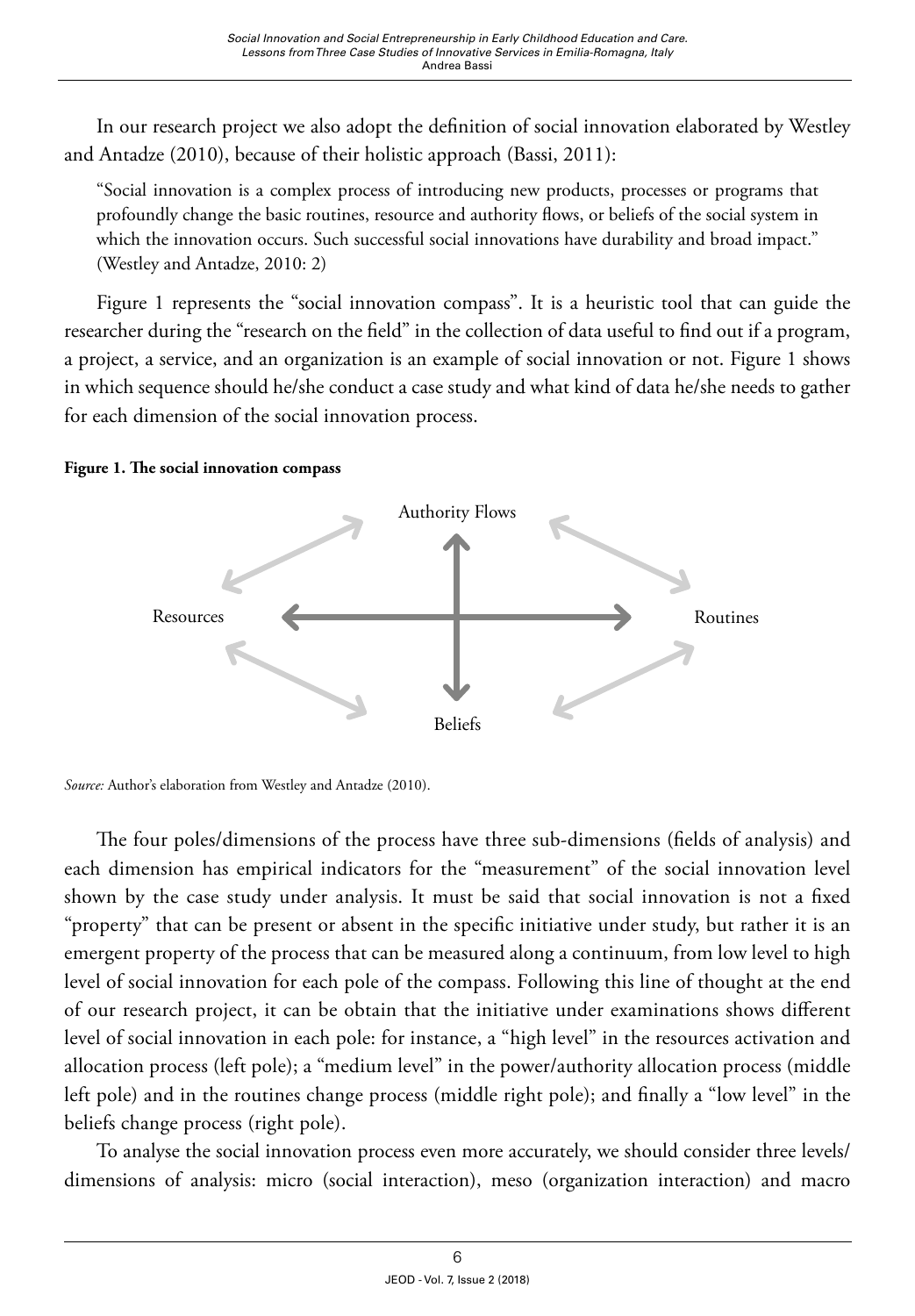In our research project we also adopt the definition of social innovation elaborated by Westley and Antadze (2010), because of their holistic approach (Bassi, 2011):

> "Social innovation is a complex process of introducing new products, processes or programs that profoundly change the basic routines, resource and authority flows, or beliefs of the social system in which the innovation occurs. Such successful social innovations have durability and broad impact." (Westley and Antadze, 2010: 2)

Figure 1 represents the "social innovation compass". It is a heuristic tool that can guide the researcher during the "research on the field" in the collection of data useful to find out if a program, a project, a service, and an organization is an example of social innovation or not. Figure 1 shows in which sequence should he/she conduct a case study and what kind of data he/she needs to gather for each dimension of the social innovation process.

**Figure 1. The social innovation compass**

Authority Flows

Resources

Routines

Beliefs

*Source:* Author's elaboration from Westley and Antadze (2010).

The four poles/dimensions of the process have three sub-dimensions (fields of analysis) and each dimension has empirical indicators for the "measurement" of the social innovation level shown by the case study under analysis. It must be said that social innovation is not a fixed "property" that can be present or absent in the specific initiative under study, but rather it is an emergent property of the process that can be measured along a continuum, from low level to high level of social innovation for each pole of the compass. Following this line of thought at the end of our research project, it can be obtain that the initiative under examinations shows different level of social innovation in each pole: for instance, a "high level" in the resources activation and allocation process (left pole); a "medium level" in the power/authority allocation process (middle left pole) and in the routines change process (middle right pole); and finally a "low level" in the beliefs change process (right pole).

To analyse the social innovation process even more accurately, we should consider three levels/ dimensions of analysis: micro (social interaction), meso (organization interaction) and macro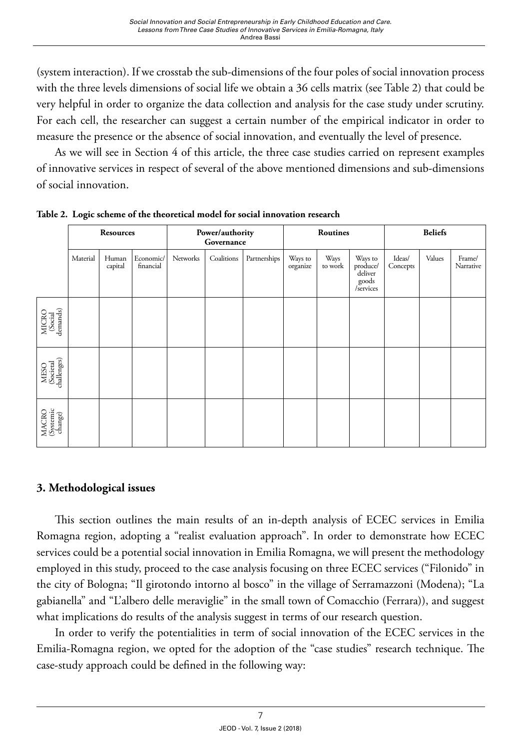(system interaction). If we crosstab the sub-dimensions of the four poles of social innovation process with the three levels dimensions of social life we obtain a 36 cells matrix (see Table 2) that could be very helpful in order to organize the data collection and analysis for the case study under scrutiny. For each cell, the researcher can suggest a certain number of the empirical indicator in order to measure the presence or the absence of social innovation, and eventually the level of presence.

As we will see in Section 4 of this article, the three case studies carried on represent examples of innovative services in respect of several of the above mentioned dimensions and sub-dimensions of social innovation.

**Table 2. Logic scheme of the theoretical model for social innovation research**

| | **Resources** | | | **Power/authority Governance** | | | **Routines** | | | **Beliefs** | | |
|---|---|---|---|---|---|---|---|---|---|---|---|---|
| | Material | Human capital | Economic/ financial | Networks | Coalitions | Partnerships | Ways to organize | Ways to work | Ways to produce/ deliver goods /services | Ideas/ Concepts | Values | Frame/ Narrative |
| MICRO (Social demands) | | | | | | | | | | | | |
| MESO (Societal challenges) | | | | | | | | | | | | |
| MACRO (Systemic change) | | | | | | | | | | | | |

## 3. Methodological issues

This section outlines the main results of an in-depth analysis of ECEC services in Emilia Romagna region, adopting a "realist evaluation approach". In order to demonstrate how ECEC services could be a potential social innovation in Emilia Romagna, we will present the methodology employed in this study, proceed to the case analysis focusing on three ECEC services ("Filonido" in the city of Bologna; "Il girotondo intorno al bosco" in the village of Serramazzoni (Modena); "La gabianella" and "L'albero delle meraviglie" in the small town of Comacchio (Ferrara)), and suggest what implications do results of the analysis suggest in terms of our research question.

In order to verify the potentialities in term of social innovation of the ECEC services in the Emilia-Romagna region, we opted for the adoption of the "case studies" research technique. The case-study approach could be defined in the following way: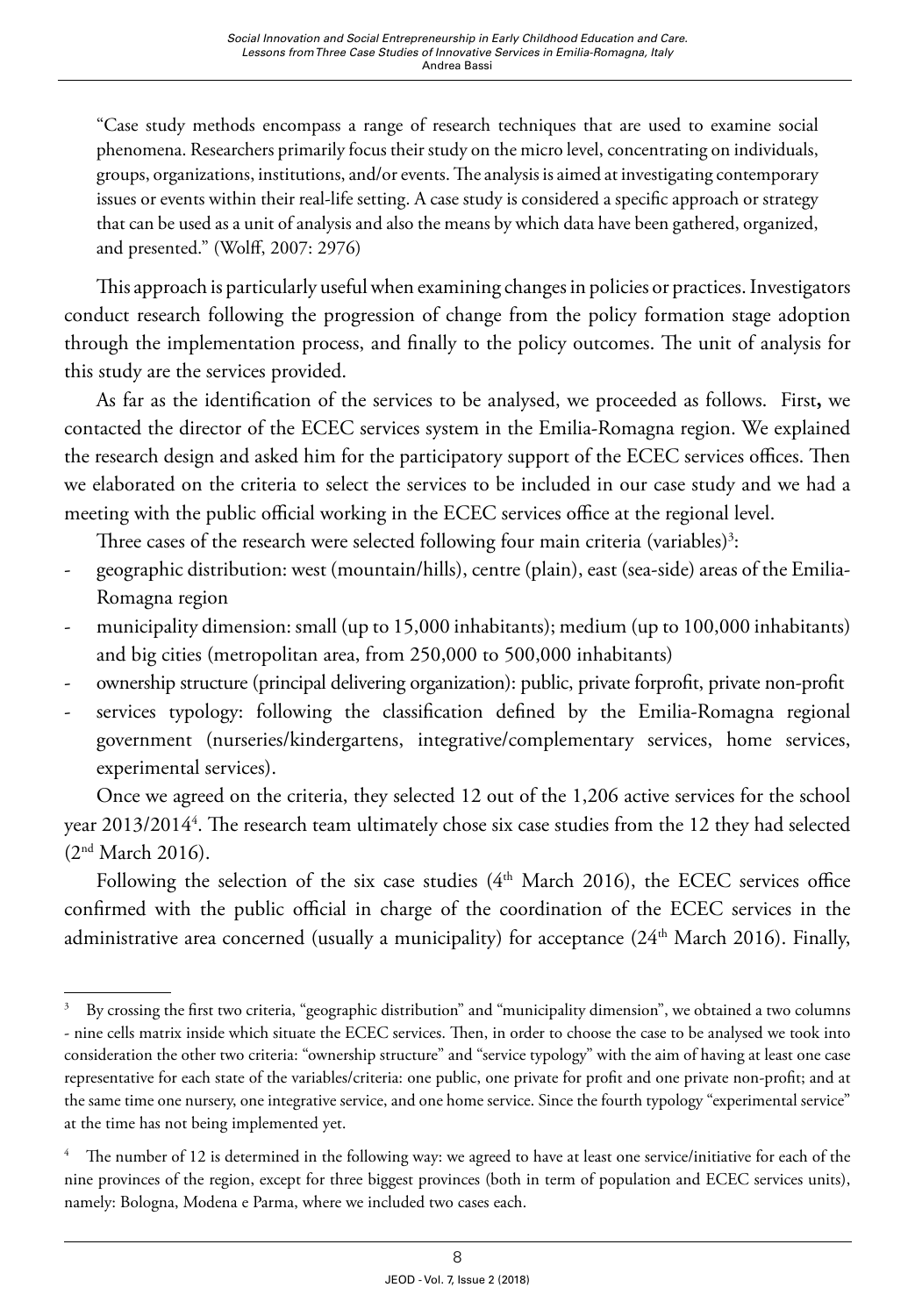"Case study methods encompass a range of research techniques that are used to examine social phenomena. Researchers primarily focus their study on the micro level, concentrating on individuals, groups, organizations, institutions, and/or events. The analysis is aimed at investigating contemporary issues or events within their real-life setting. A case study is considered a specific approach or strategy that can be used as a unit of analysis and also the means by which data have been gathered, organized, and presented." (Wolff, 2007: 2976)

This approach is particularly useful when examining changes in policies or practices. Investigators conduct research following the progression of change from the policy formation stage adoption through the implementation process, and finally to the policy outcomes. The unit of analysis for this study are the services provided.

As far as the identification of the services to be analysed, we proceeded as follows. First**,** we contacted the director of the ECEC services system in the Emilia-Romagna region. We explained the research design and asked him for the participatory support of the ECEC services offices. Then we elaborated on the criteria to select the services to be included in our case study and we had a meeting with the public official working in the ECEC services office at the regional level.

Three cases of the research were selected following four main criteria (variables)[3]:

- geographic distribution: west (mountain/hills), centre (plain), east (sea-side) areas of the Emilia-Romagna region
- municipality dimension: small (up to 15,000 inhabitants); medium (up to 100,000 inhabitants) and big cities (metropolitan area, from 250,000 to 500,000 inhabitants)
- ownership structure (principal delivering organization): public, private forprofit, private non-profit
- services typology: following the classification defined by the Emilia-Romagna regional government (nurseries/kindergartens, integrative/complementary services, home services, experimental services).

Once we agreed on the criteria, they selected 12 out of the 1,206 active services for the school year 2013/2014[4]. The research team ultimately chose six case studies from the 12 they had selected (2nd March 2016).

Following the selection of the six case studies (4th March 2016), the ECEC services office confirmed with the public official in charge of the coordination of the ECEC services in the administrative area concerned (usually a municipality) for acceptance (24th March 2016). Finally,

---

[3] By crossing the first two criteria, "geographic distribution" and "municipality dimension", we obtained a two columns - nine cells matrix inside which situate the ECEC services. Then, in order to choose the case to be analysed we took into consideration the other two criteria: "ownership structure" and "service typology" with the aim of having at least one case representative for each state of the variables/criteria: one public, one private for profit and one private non-profit; and at the same time one nursery, one integrative service, and one home service. Since the fourth typology "experimental service" at the time has not being implemented yet.

[4] The number of 12 is determined in the following way: we agreed to have at least one service/initiative for each of the nine provinces of the region, except for three biggest provinces (both in term of population and ECEC services units), namely: Bologna, Modena e Parma, where we included two cases each.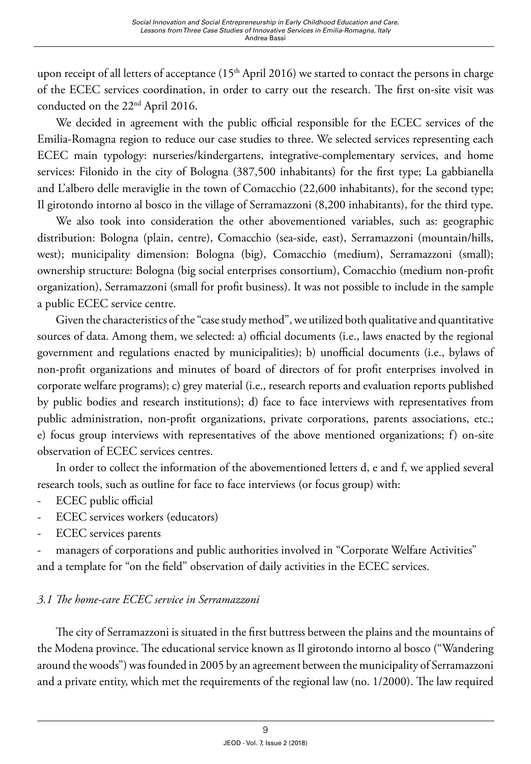upon receipt of all letters of acceptance (15th April 2016) we started to contact the persons in charge of the ECEC services coordination, in order to carry out the research. The first on-site visit was conducted on the 22nd April 2016.

We decided in agreement with the public official responsible for the ECEC services of the Emilia-Romagna region to reduce our case studies to three. We selected services representing each ECEC main typology: nurseries/kindergartens, integrative-complementary services, and home services: Filonido in the city of Bologna (387,500 inhabitants) for the first type; La gabbianella and L'albero delle meraviglie in the town of Comacchio (22,600 inhabitants), for the second type; Il girotondo intorno al bosco in the village of Serramazzoni (8,200 inhabitants), for the third type.

We also took into consideration the other abovementioned variables, such as: geographic distribution: Bologna (plain, centre), Comacchio (sea-side, east), Serramazzoni (mountain/hills, west); municipality dimension: Bologna (big), Comacchio (medium), Serramazzoni (small); ownership structure: Bologna (big social enterprises consortium), Comacchio (medium non-profit organization), Serramazzoni (small for profit business). It was not possible to include in the sample a public ECEC service centre.

Given the characteristics of the "case study method", we utilized both qualitative and quantitative sources of data. Among them, we selected: a) official documents (i.e., laws enacted by the regional government and regulations enacted by municipalities); b) unofficial documents (i.e., bylaws of non-profit organizations and minutes of board of directors of for profit enterprises involved in corporate welfare programs); c) grey material (i.e., research reports and evaluation reports published by public bodies and research institutions); d) face to face interviews with representatives from public administration, non-profit organizations, private corporations, parents associations, etc.; e) focus group interviews with representatives of the above mentioned organizations; f) on-site observation of ECEC services centres.

In order to collect the information of the abovementioned letters d, e and f, we applied several research tools, such as outline for face to face interviews (or focus group) with:

- ECEC public official
- ECEC services workers (educators)
- ECEC services parents
- managers of corporations and public authorities involved in "Corporate Welfare Activities"

and a template for "on the field" observation of daily activities in the ECEC services.

### *3.1 The home-care ECEC service in Serramazzoni*

The city of Serramazzoni is situated in the first buttress between the plains and the mountains of the Modena province. The educational service known as Il girotondo intorno al bosco ("Wandering around the woods") was founded in 2005 by an agreement between the municipality of Serramazzoni and a private entity, which met the requirements of the regional law (no. 1/2000). The law required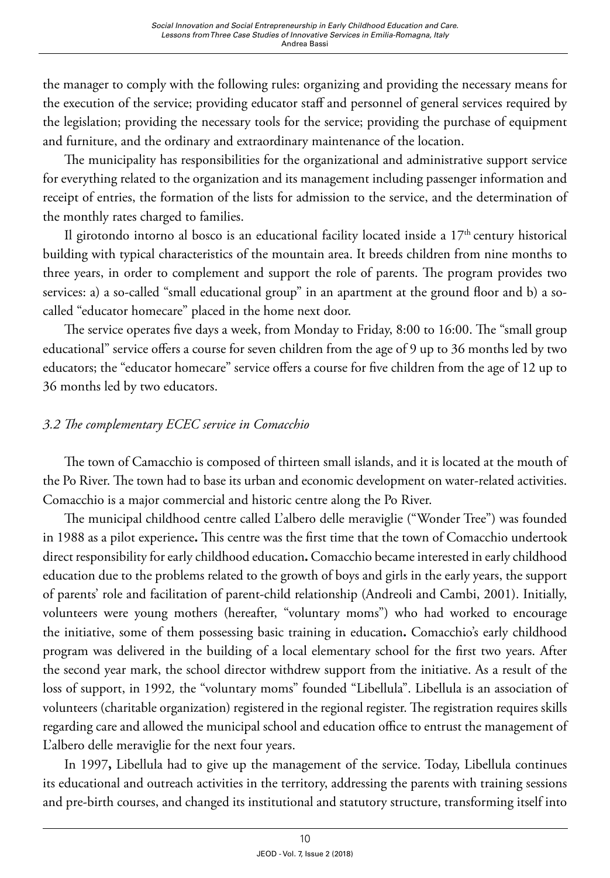the manager to comply with the following rules: organizing and providing the necessary means for the execution of the service; providing educator staff and personnel of general services required by the legislation; providing the necessary tools for the service; providing the purchase of equipment and furniture, and the ordinary and extraordinary maintenance of the location.

The municipality has responsibilities for the organizational and administrative support service for everything related to the organization and its management including passenger information and receipt of entries, the formation of the lists for admission to the service, and the determination of the monthly rates charged to families.

Il girotondo intorno al bosco is an educational facility located inside a $17^{th}$ century historical building with typical characteristics of the mountain area. It breeds children from nine months to three years, in order to complement and support the role of parents. The program provides two services: a) a so-called "small educational group" in an apartment at the ground floor and b) a so-called "educator homecare" placed in the home next door.

The service operates five days a week, from Monday to Friday, 8:00 to 16:00. The "small group educational" service offers a course for seven children from the age of 9 up to 36 months led by two educators; the "educator homecare" service offers a course for five children from the age of 12 up to 36 months led by two educators.

### *3.2 The complementary ECEC service in Comacchio*

The town of Camacchio is composed of thirteen small islands, and it is located at the mouth of the Po River. The town had to base its urban and economic development on water-related activities. Comacchio is a major commercial and historic centre along the Po River.

The municipal childhood centre called L'albero delle meraviglie ("Wonder Tree") was founded in 1988 as a pilot experience**.** This centre was the first time that the town of Comacchio undertook direct responsibility for early childhood education**.** Comacchio became interested in early childhood education due to the problems related to the growth of boys and girls in the early years, the support of parents' role and facilitation of parent-child relationship (Andreoli and Cambi, 2001). Initially, volunteers were young mothers (hereafter, "voluntary moms") who had worked to encourage the initiative, some of them possessing basic training in education**.** Comacchio's early childhood program was delivered in the building of a local elementary school for the first two years. After the second year mark, the school director withdrew support from the initiative. As a result of the loss of support, in 1992*,* the "voluntary moms" founded "Libellula". Libellula is an association of volunteers (charitable organization) registered in the regional register. The registration requires skills regarding care and allowed the municipal school and education office to entrust the management of L'albero delle meraviglie for the next four years.

In 1997**,** Libellula had to give up the management of the service. Today, Libellula continues its educational and outreach activities in the territory, addressing the parents with training sessions and pre-birth courses, and changed its institutional and statutory structure, transforming itself into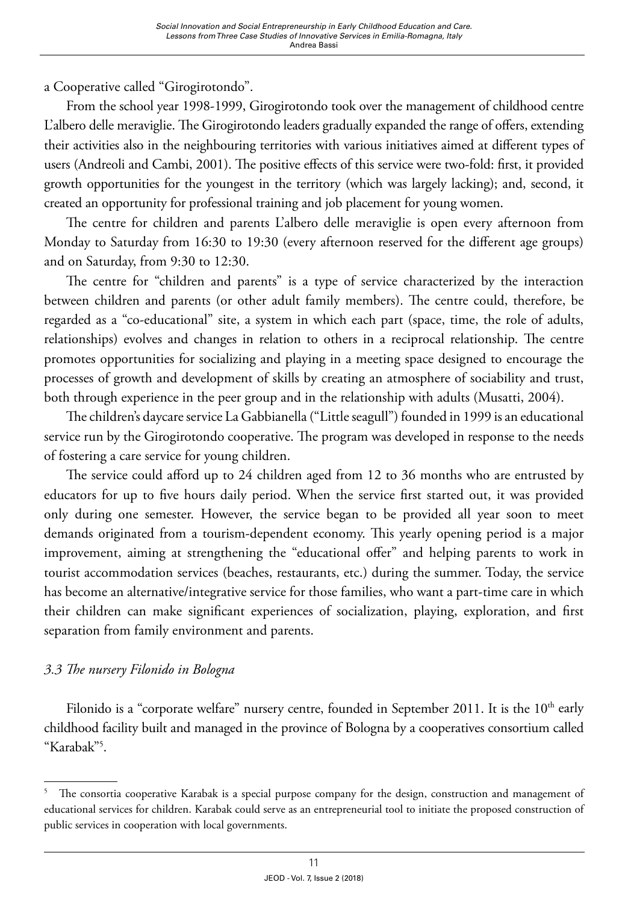a Cooperative called "Girogirotondo".

From the school year 1998-1999, Girogirotondo took over the management of childhood centre L'albero delle meraviglie. The Girogirotondo leaders gradually expanded the range of offers, extending their activities also in the neighbouring territories with various initiatives aimed at different types of users (Andreoli and Cambi, 2001). The positive effects of this service were two-fold: first, it provided growth opportunities for the youngest in the territory (which was largely lacking); and, second, it created an opportunity for professional training and job placement for young women.

The centre for children and parents L'albero delle meraviglie is open every afternoon from Monday to Saturday from 16:30 to 19:30 (every afternoon reserved for the different age groups) and on Saturday, from 9:30 to 12:30.

The centre for "children and parents" is a type of service characterized by the interaction between children and parents (or other adult family members). The centre could, therefore, be regarded as a "co-educational" site, a system in which each part (space, time, the role of adults, relationships) evolves and changes in relation to others in a reciprocal relationship. The centre promotes opportunities for socializing and playing in a meeting space designed to encourage the processes of growth and development of skills by creating an atmosphere of sociability and trust, both through experience in the peer group and in the relationship with adults (Musatti, 2004).

The children's daycare service La Gabbianella ("Little seagull") founded in 1999 is an educational service run by the Girogirotondo cooperative. The program was developed in response to the needs of fostering a care service for young children.

The service could afford up to 24 children aged from 12 to 36 months who are entrusted by educators for up to five hours daily period. When the service first started out, it was provided only during one semester. However, the service began to be provided all year soon to meet demands originated from a tourism-dependent economy. This yearly opening period is a major improvement, aiming at strengthening the "educational offer" and helping parents to work in tourist accommodation services (beaches, restaurants, etc.) during the summer. Today, the service has become an alternative/integrative service for those families, who want a part-time care in which their children can make significant experiences of socialization, playing, exploration, and first separation from family environment and parents.

### *3.3 The nursery Filonido in Bologna*

Filonido is a "corporate welfare" nursery centre, founded in September 2011. It is the 10th early childhood facility built and managed in the province of Bologna by a cooperatives consortium called "Karabak"[5].

---

[5] The consortia cooperative Karabak is a special purpose company for the design, construction and management of educational services for children. Karabak could serve as an entrepreneurial tool to initiate the proposed construction of public services in cooperation with local governments.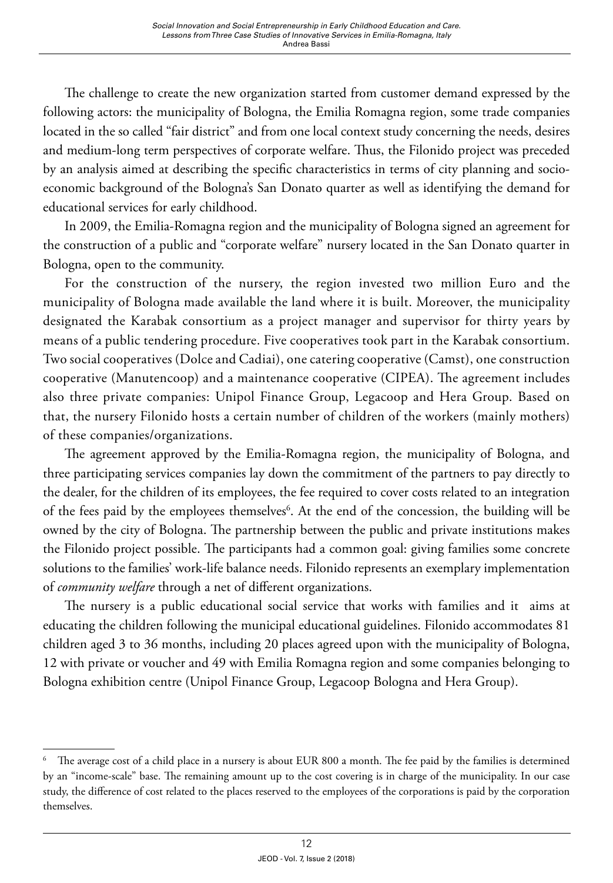The challenge to create the new organization started from customer demand expressed by the following actors: the municipality of Bologna, the Emilia Romagna region, some trade companies located in the so called "fair district" and from one local context study concerning the needs, desires and medium-long term perspectives of corporate welfare. Thus, the Filonido project was preceded by an analysis aimed at describing the specific characteristics in terms of city planning and socio-economic background of the Bologna's San Donato quarter as well as identifying the demand for educational services for early childhood.

In 2009, the Emilia-Romagna region and the municipality of Bologna signed an agreement for the construction of a public and "corporate welfare" nursery located in the San Donato quarter in Bologna, open to the community.

For the construction of the nursery, the region invested two million Euro and the municipality of Bologna made available the land where it is built. Moreover, the municipality designated the Karabak consortium as a project manager and supervisor for thirty years by means of a public tendering procedure. Five cooperatives took part in the Karabak consortium. Two social cooperatives (Dolce and Cadiai), one catering cooperative (Camst), one construction cooperative (Manutencoop) and a maintenance cooperative (CIPEA). The agreement includes also three private companies: Unipol Finance Group, Legacoop and Hera Group. Based on that, the nursery Filonido hosts a certain number of children of the workers (mainly mothers) of these companies/organizations.

The agreement approved by the Emilia-Romagna region, the municipality of Bologna, and three participating services companies lay down the commitment of the partners to pay directly to the dealer, for the children of its employees, the fee required to cover costs related to an integration of the fees paid by the employees themselves[6]. At the end of the concession, the building will be owned by the city of Bologna. The partnership between the public and private institutions makes the Filonido project possible. The participants had a common goal: giving families some concrete solutions to the families' work-life balance needs. Filonido represents an exemplary implementation of *community welfare* through a net of different organizations.

The nursery is a public educational social service that works with families and it aims at educating the children following the municipal educational guidelines. Filonido accommodates 81 children aged 3 to 36 months, including 20 places agreed upon with the municipality of Bologna, 12 with private or voucher and 49 with Emilia Romagna region and some companies belonging to Bologna exhibition centre (Unipol Finance Group, Legacoop Bologna and Hera Group).

---

[6] The average cost of a child place in a nursery is about EUR 800 a month. The fee paid by the families is determined by an "income-scale" base. The remaining amount up to the cost covering is in charge of the municipality. In our case study, the difference of cost related to the places reserved to the employees of the corporations is paid by the corporation themselves.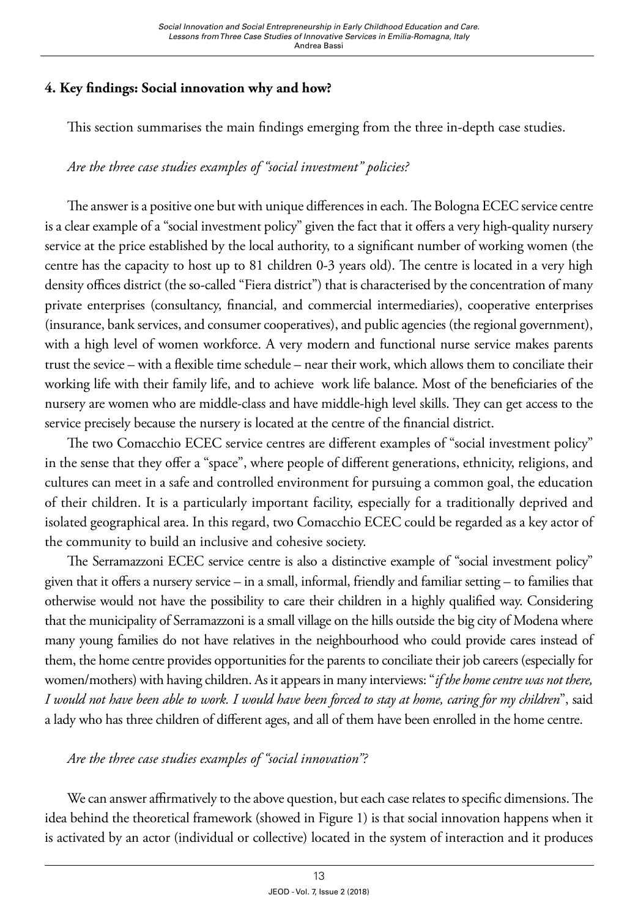## 4. Key findings: Social innovation why and how?

This section summarises the main findings emerging from the three in-depth case studies.

*Are the three case studies examples of "social investment" policies?*

The answer is a positive one but with unique differences in each. The Bologna ECEC service centre is a clear example of a "social investment policy" given the fact that it offers a very high-quality nursery service at the price established by the local authority, to a significant number of working women (the centre has the capacity to host up to 81 children 0-3 years old). The centre is located in a very high density offices district (the so-called "Fiera district") that is characterised by the concentration of many private enterprises (consultancy, financial, and commercial intermediaries), cooperative enterprises (insurance, bank services, and consumer cooperatives), and public agencies (the regional government), with a high level of women workforce. A very modern and functional nurse service makes parents trust the sevice – with a flexible time schedule – near their work, which allows them to conciliate their working life with their family life, and to achieve work life balance. Most of the beneficiaries of the nursery are women who are middle-class and have middle-high level skills. They can get access to the service precisely because the nursery is located at the centre of the financial district.

The two Comacchio ECEC service centres are different examples of "social investment policy" in the sense that they offer a "space", where people of different generations, ethnicity, religions, and cultures can meet in a safe and controlled environment for pursuing a common goal, the education of their children. It is a particularly important facility, especially for a traditionally deprived and isolated geographical area. In this regard, two Comacchio ECEC could be regarded as a key actor of the community to build an inclusive and cohesive society.

The Serramazzoni ECEC service centre is also a distinctive example of "social investment policy" given that it offers a nursery service – in a small, informal, friendly and familiar setting – to families that otherwise would not have the possibility to care their children in a highly qualified way. Considering that the municipality of Serramazzoni is a small village on the hills outside the big city of Modena where many young families do not have relatives in the neighbourhood who could provide cares instead of them, the home centre provides opportunities for the parents to conciliate their job careers (especially for women/mothers) with having children. As it appears in many interviews: "*if the home centre was not there, I would not have been able to work. I would have been forced to stay at home, caring for my children*", said a lady who has three children of different ages, and all of them have been enrolled in the home centre.

*Are the three case studies examples of "social innovation"?*

We can answer affirmatively to the above question, but each case relates to specific dimensions. The idea behind the theoretical framework (showed in Figure 1) is that social innovation happens when it is activated by an actor (individual or collective) located in the system of interaction and it produces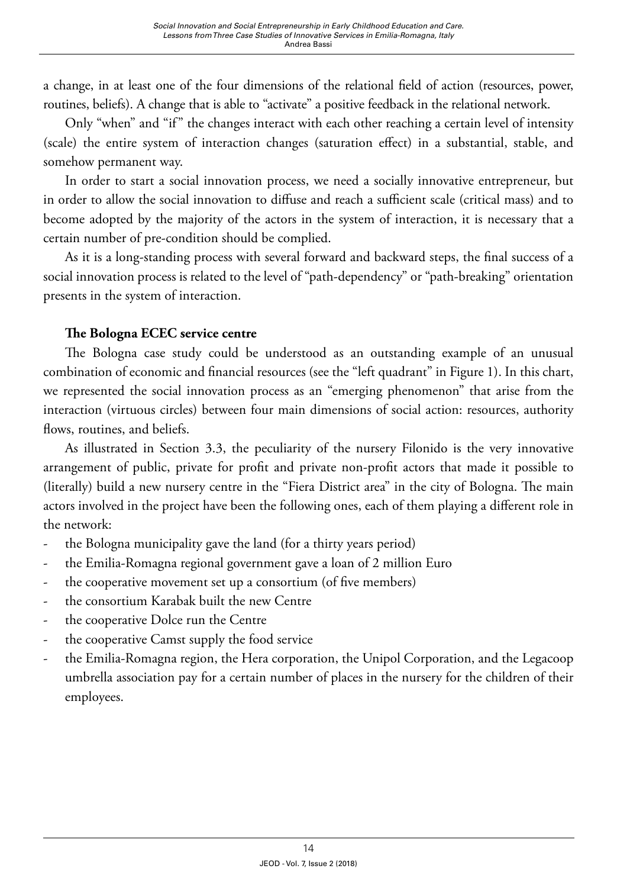a change, in at least one of the four dimensions of the relational field of action (resources, power, routines, beliefs). A change that is able to "activate" a positive feedback in the relational network.

Only "when" and "if" the changes interact with each other reaching a certain level of intensity (scale) the entire system of interaction changes (saturation effect) in a substantial, stable, and somehow permanent way.

In order to start a social innovation process, we need a socially innovative entrepreneur, but in order to allow the social innovation to diffuse and reach a sufficient scale (critical mass) and to become adopted by the majority of the actors in the system of interaction, it is necessary that a certain number of pre-condition should be complied.

As it is a long-standing process with several forward and backward steps, the final success of a social innovation process is related to the level of "path-dependency" or "path-breaking" orientation presents in the system of interaction.

### The Bologna ECEC service centre

The Bologna case study could be understood as an outstanding example of an unusual combination of economic and financial resources (see the "left quadrant" in Figure 1). In this chart, we represented the social innovation process as an "emerging phenomenon" that arise from the interaction (virtuous circles) between four main dimensions of social action: resources, authority flows, routines, and beliefs.

As illustrated in Section 3.3, the peculiarity of the nursery Filonido is the very innovative arrangement of public, private for profit and private non-profit actors that made it possible to (literally) build a new nursery centre in the "Fiera District area" in the city of Bologna. The main actors involved in the project have been the following ones, each of them playing a different role in the network:

- the Bologna municipality gave the land (for a thirty years period)
- the Emilia-Romagna regional government gave a loan of 2 million Euro
- the cooperative movement set up a consortium (of five members)
- the consortium Karabak built the new Centre
- the cooperative Dolce run the Centre
- the cooperative Camst supply the food service
- the Emilia-Romagna region, the Hera corporation, the Unipol Corporation, and the Legacoop umbrella association pay for a certain number of places in the nursery for the children of their employees.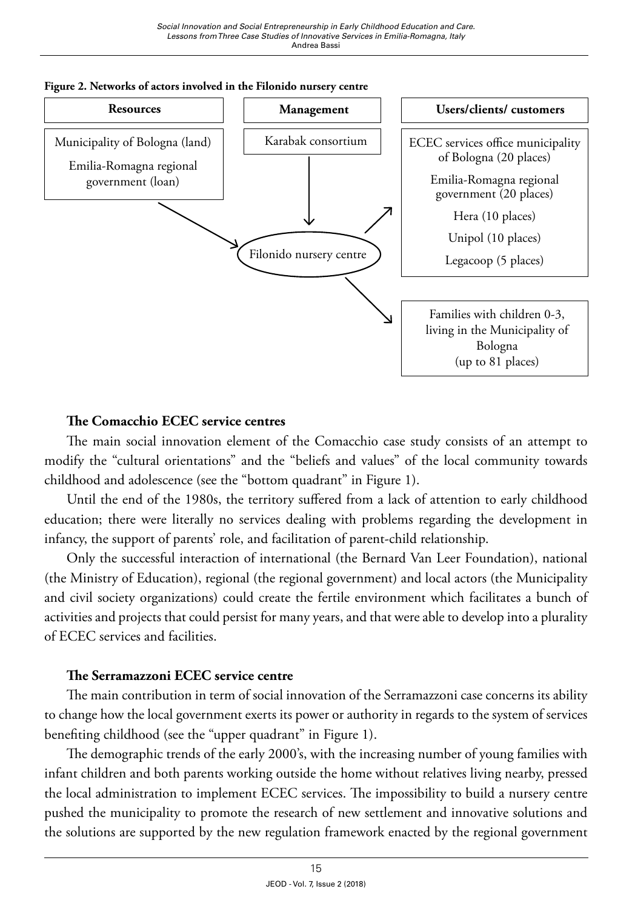**Figure 2. Networks of actors involved in the Filonido nursery centre**

| Resources | Management | Users/clients/ customers |
|---|---|---|
| Municipality of Bologna (land)<br>Emilia-Romagna regional government (loan) | Karabak consortium | ECEC services office municipality of Bologna (20 places)<br>Emilia-Romagna regional government (20 places)<br>Hera (10 places)<br>Unipol (10 places)<br>Legacoop (5 places) |
| → Filonido nursery centre | → Filonido nursery centre | Filonido nursery centre → Families with children 0-3, living in the Municipality of Bologna (up to 81 places) |

### The Comacchio ECEC service centres

The main social innovation element of the Comacchio case study consists of an attempt to modify the "cultural orientations" and the "beliefs and values" of the local community towards childhood and adolescence (see the "bottom quadrant" in Figure 1).

Until the end of the 1980s, the territory suffered from a lack of attention to early childhood education; there were literally no services dealing with problems regarding the development in infancy, the support of parents' role, and facilitation of parent-child relationship.

Only the successful interaction of international (the Bernard Van Leer Foundation), national (the Ministry of Education), regional (the regional government) and local actors (the Municipality and civil society organizations) could create the fertile environment which facilitates a bunch of activities and projects that could persist for many years, and that were able to develop into a plurality of ECEC services and facilities.

### The Serramazzoni ECEC service centre

The main contribution in term of social innovation of the Serramazzoni case concerns its ability to change how the local government exerts its power or authority in regards to the system of services benefiting childhood (see the "upper quadrant" in Figure 1).

The demographic trends of the early 2000's, with the increasing number of young families with infant children and both parents working outside the home without relatives living nearby, pressed the local administration to implement ECEC services. The impossibility to build a nursery centre pushed the municipality to promote the research of new settlement and innovative solutions and the solutions are supported by the new regulation framework enacted by the regional government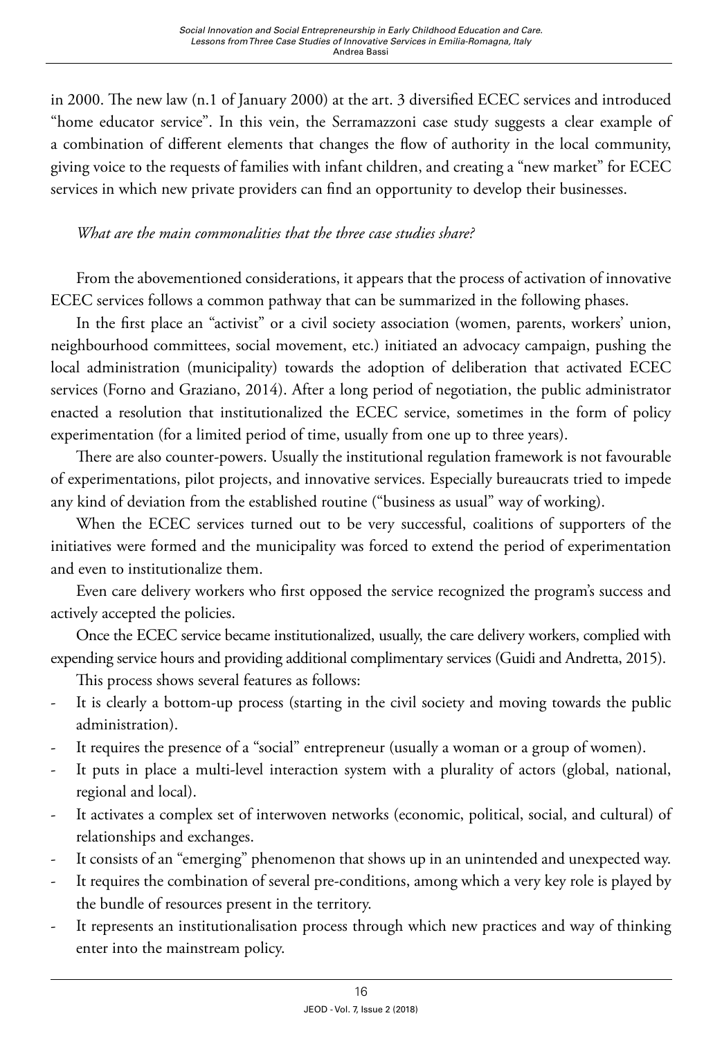in 2000. The new law (n.1 of January 2000) at the art. 3 diversified ECEC services and introduced "home educator service". In this vein, the Serramazzoni case study suggests a clear example of a combination of different elements that changes the flow of authority in the local community, giving voice to the requests of families with infant children, and creating a "new market" for ECEC services in which new private providers can find an opportunity to develop their businesses.

*What are the main commonalities that the three case studies share?*

From the abovementioned considerations, it appears that the process of activation of innovative ECEC services follows a common pathway that can be summarized in the following phases.

In the first place an "activist" or a civil society association (women, parents, workers' union, neighbourhood committees, social movement, etc.) initiated an advocacy campaign, pushing the local administration (municipality) towards the adoption of deliberation that activated ECEC services (Forno and Graziano, 2014). After a long period of negotiation, the public administrator enacted a resolution that institutionalized the ECEC service, sometimes in the form of policy experimentation (for a limited period of time, usually from one up to three years).

There are also counter-powers. Usually the institutional regulation framework is not favourable of experimentations, pilot projects, and innovative services. Especially bureaucrats tried to impede any kind of deviation from the established routine ("business as usual" way of working).

When the ECEC services turned out to be very successful, coalitions of supporters of the initiatives were formed and the municipality was forced to extend the period of experimentation and even to institutionalize them.

Even care delivery workers who first opposed the service recognized the program's success and actively accepted the policies.

Once the ECEC service became institutionalized, usually, the care delivery workers, complied with expending service hours and providing additional complimentary services (Guidi and Andretta, 2015).

This process shows several features as follows:

- It is clearly a bottom-up process (starting in the civil society and moving towards the public administration).
- It requires the presence of a "social" entrepreneur (usually a woman or a group of women).
- It puts in place a multi-level interaction system with a plurality of actors (global, national, regional and local).
- It activates a complex set of interwoven networks (economic, political, social, and cultural) of relationships and exchanges.
- It consists of an "emerging" phenomenon that shows up in an unintended and unexpected way.
- It requires the combination of several pre-conditions, among which a very key role is played by the bundle of resources present in the territory.
- It represents an institutionalisation process through which new practices and way of thinking enter into the mainstream policy.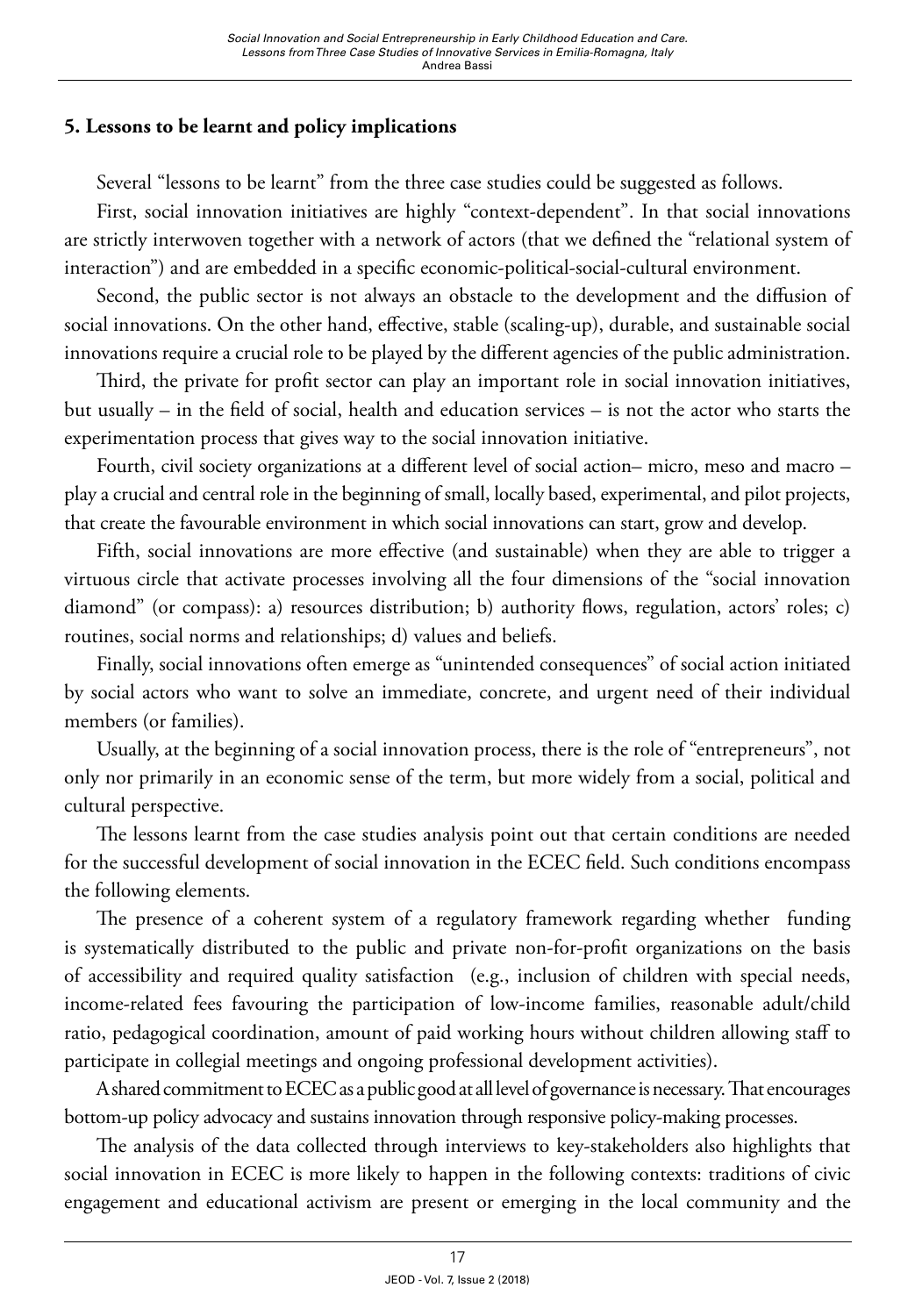## 5. Lessons to be learnt and policy implications

Several "lessons to be learnt" from the three case studies could be suggested as follows.

First, social innovation initiatives are highly "context-dependent". In that social innovations are strictly interwoven together with a network of actors (that we defined the "relational system of interaction") and are embedded in a specific economic-political-social-cultural environment.

Second, the public sector is not always an obstacle to the development and the diffusion of social innovations. On the other hand, effective, stable (scaling-up), durable, and sustainable social innovations require a crucial role to be played by the different agencies of the public administration.

Third, the private for profit sector can play an important role in social innovation initiatives, but usually – in the field of social, health and education services – is not the actor who starts the experimentation process that gives way to the social innovation initiative.

Fourth, civil society organizations at a different level of social action– micro, meso and macro – play a crucial and central role in the beginning of small, locally based, experimental, and pilot projects, that create the favourable environment in which social innovations can start, grow and develop.

Fifth, social innovations are more effective (and sustainable) when they are able to trigger a virtuous circle that activate processes involving all the four dimensions of the "social innovation diamond" (or compass): a) resources distribution; b) authority flows, regulation, actors' roles; c) routines, social norms and relationships; d) values and beliefs.

Finally, social innovations often emerge as "unintended consequences" of social action initiated by social actors who want to solve an immediate, concrete, and urgent need of their individual members (or families).

Usually, at the beginning of a social innovation process, there is the role of "entrepreneurs", not only nor primarily in an economic sense of the term, but more widely from a social, political and cultural perspective.

The lessons learnt from the case studies analysis point out that certain conditions are needed for the successful development of social innovation in the ECEC field. Such conditions encompass the following elements.

The presence of a coherent system of a regulatory framework regarding whether funding is systematically distributed to the public and private non-for-profit organizations on the basis of accessibility and required quality satisfaction (e.g., inclusion of children with special needs, income-related fees favouring the participation of low-income families, reasonable adult/child ratio, pedagogical coordination, amount of paid working hours without children allowing staff to participate in collegial meetings and ongoing professional development activities).

A shared commitment to ECEC as a public good at all level of governance is necessary. That encourages bottom-up policy advocacy and sustains innovation through responsive policy-making processes.

The analysis of the data collected through interviews to key-stakeholders also highlights that social innovation in ECEC is more likely to happen in the following contexts: traditions of civic engagement and educational activism are present or emerging in the local community and the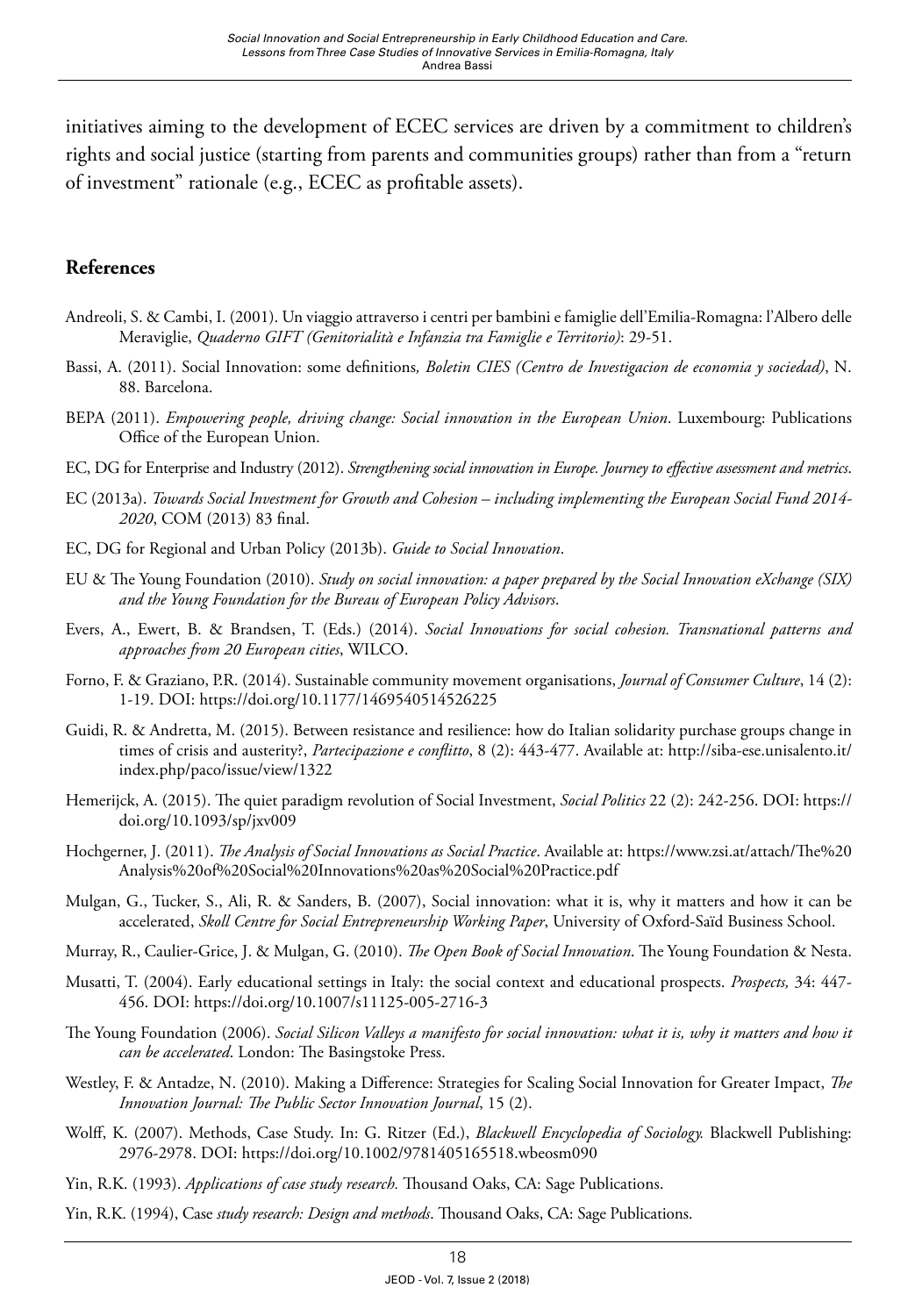initiatives aiming to the development of ECEC services are driven by a commitment to children's rights and social justice (starting from parents and communities groups) rather than from a "return of investment" rationale (e.g., ECEC as profitable assets).

## References

Andreoli, S. & Cambi, I. (2001). Un viaggio attraverso i centri per bambini e famiglie dell'Emilia-Romagna: l'Albero delle Meraviglie, *Quaderno GIFT (Genitorialità e Infanzia tra Famiglie e Territorio)*: 29-51.

Bassi, A. (2011). Social Innovation: some definitions*, Boletin CIES (Centro de Investigacion de economia y sociedad)*, N. 88. Barcelona.

BEPA (2011). *Empowering people, driving change: Social innovation in the European Union*. Luxembourg: Publications Office of the European Union.

EC, DG for Enterprise and Industry (2012). *Strengthening social innovation in Europe. Journey to effective assessment and metrics*.

EC (2013a). *Towards Social Investment for Growth and Cohesion – including implementing the European Social Fund 2014-2020*, COM (2013) 83 final.

EC, DG for Regional and Urban Policy (2013b). *Guide to Social Innovation*.

EU & The Young Foundation (2010). *Study on social innovation: a paper prepared by the Social Innovation eXchange (SIX) and the Young Foundation for the Bureau of European Policy Advisors*.

Evers, A., Ewert, B. & Brandsen, T. (Eds.) (2014). *Social Innovations for social cohesion. Transnational patterns and approaches from 20 European cities*, WILCO.

Forno, F. & Graziano, P.R. (2014). Sustainable community movement organisations, *Journal of Consumer Culture*, 14 (2): 1-19. DOI: https://doi.org/10.1177/1469540514526225

Guidi, R. & Andretta, M. (2015). Between resistance and resilience: how do Italian solidarity purchase groups change in times of crisis and austerity?, *Partecipazione e conflitto*, 8 (2): 443-477. Available at: http://siba-ese.unisalento.it/index.php/paco/issue/view/1322

Hemerijck, A. (2015). The quiet paradigm revolution of Social Investment, *Social Politics* 22 (2): 242-256. DOI: https://doi.org/10.1093/sp/jxv009

Hochgerner, J. (2011). *The Analysis of Social Innovations as Social Practice*. Available at: https://www.zsi.at/attach/The%20Analysis%20of%20Social%20Innovations%20as%20Social%20Practice.pdf

Mulgan, G., Tucker, S., Ali, R. & Sanders, B. (2007), Social innovation: what it is, why it matters and how it can be accelerated, *Skoll Centre for Social Entrepreneurship Working Paper*, University of Oxford-Saïd Business School.

Murray, R., Caulier-Grice, J. & Mulgan, G. (2010). *The Open Book of Social Innovation*. The Young Foundation & Nesta.

Musatti, T. (2004). Early educational settings in Italy: the social context and educational prospects. *Prospects,* 34: 447-456. DOI: https://doi.org/10.1007/s11125-005-2716-3

The Young Foundation (2006). *Social Silicon Valleys a manifesto for social innovation: what it is, why it matters and how it can be accelerated*. London: The Basingstoke Press.

Westley, F. & Antadze, N. (2010). Making a Difference: Strategies for Scaling Social Innovation for Greater Impact, *The Innovation Journal: The Public Sector Innovation Journal*, 15 (2).

Wolff, K. (2007). Methods, Case Study. In: G. Ritzer (Ed.), *Blackwell Encyclopedia of Sociology.* Blackwell Publishing: 2976-2978. DOI: https://doi.org/10.1002/9781405165518.wbeosm090

Yin, R.K. (1993). *Applications of case study research.* Thousand Oaks, CA: Sage Publications.

Yin, R.K. (1994), Case *study research: Design and methods*. Thousand Oaks, CA: Sage Publications.